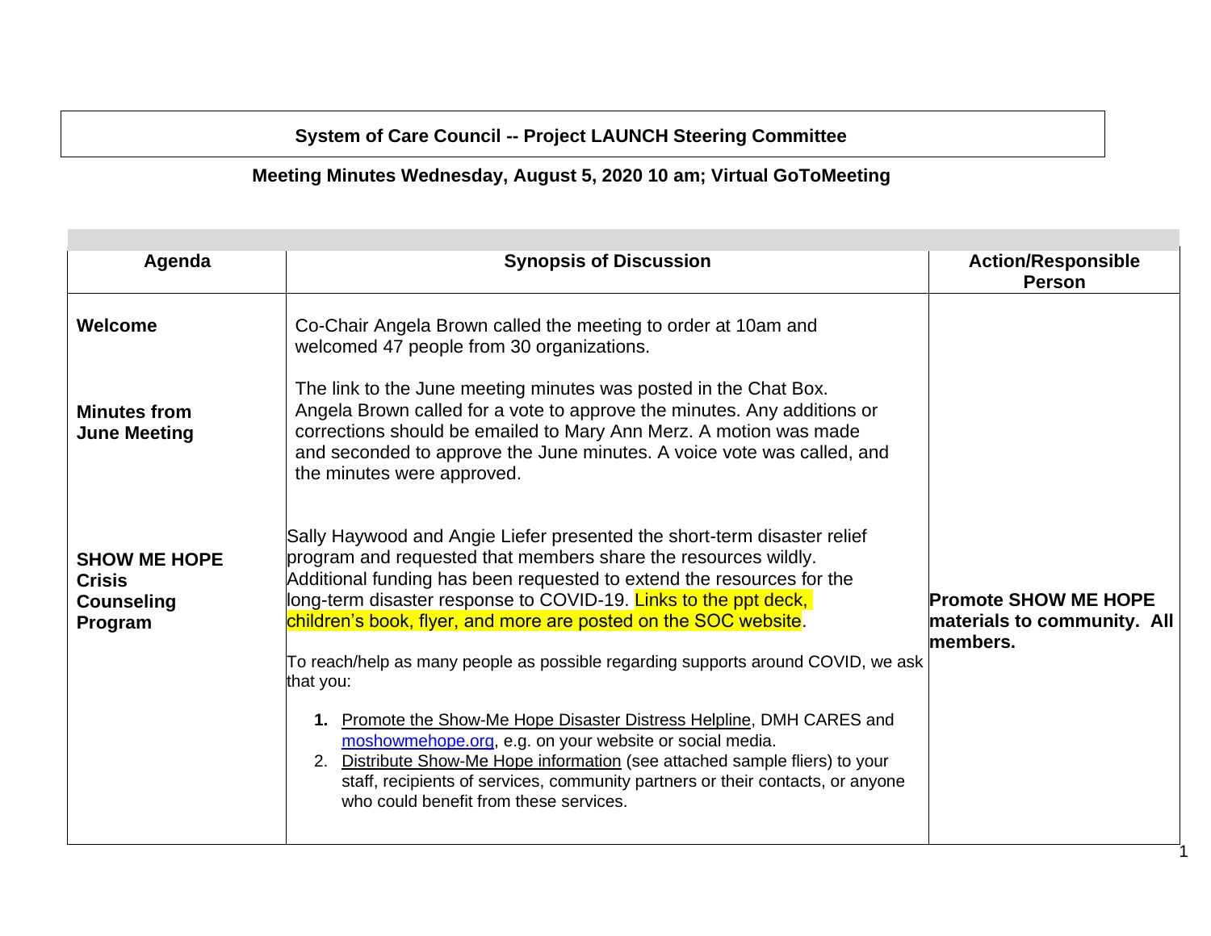# System of Care Council -- Project LAUNCH Steering Committee

## Meeting Minutes Wednesday, August 5, 2020 10 am; Virtual GoToMeeting

| Agenda | Synopsis of Discussion | Action/Responsible Person |
|---|---|---|
| **Welcome** | Co-Chair Angela Brown called the meeting to order at 10am and welcomed 47 people from 30 organizations. | |
| **Minutes from June Meeting** | The link to the June meeting minutes was posted in the Chat Box. Angela Brown called for a vote to approve the minutes. Any additions or corrections should be emailed to Mary Ann Merz. A motion was made and seconded to approve the June minutes. A voice vote was called, and the minutes were approved. | |
| **SHOW ME HOPE Crisis Counseling Program** | Sally Haywood and Angie Liefer presented the short-term disaster relief program and requested that members share the resources wildly. Additional funding has been requested to extend the resources for the long-term disaster response to COVID-19. Links to the ppt deck, children's book, flyer, and more are posted on the SOC website.<br><br>To reach/help as many people as possible regarding supports around COVID, we ask that you:<br><br>1. Promote the Show-Me Hope Disaster Distress Helpline, DMH CARES and moshowmehope.org, e.g. on your website or social media.<br>2. Distribute Show-Me Hope information (see attached sample fliers) to your staff, recipients of services, community partners or their contacts, or anyone who could benefit from these services. | **Promote SHOW ME HOPE materials to community. All members.** |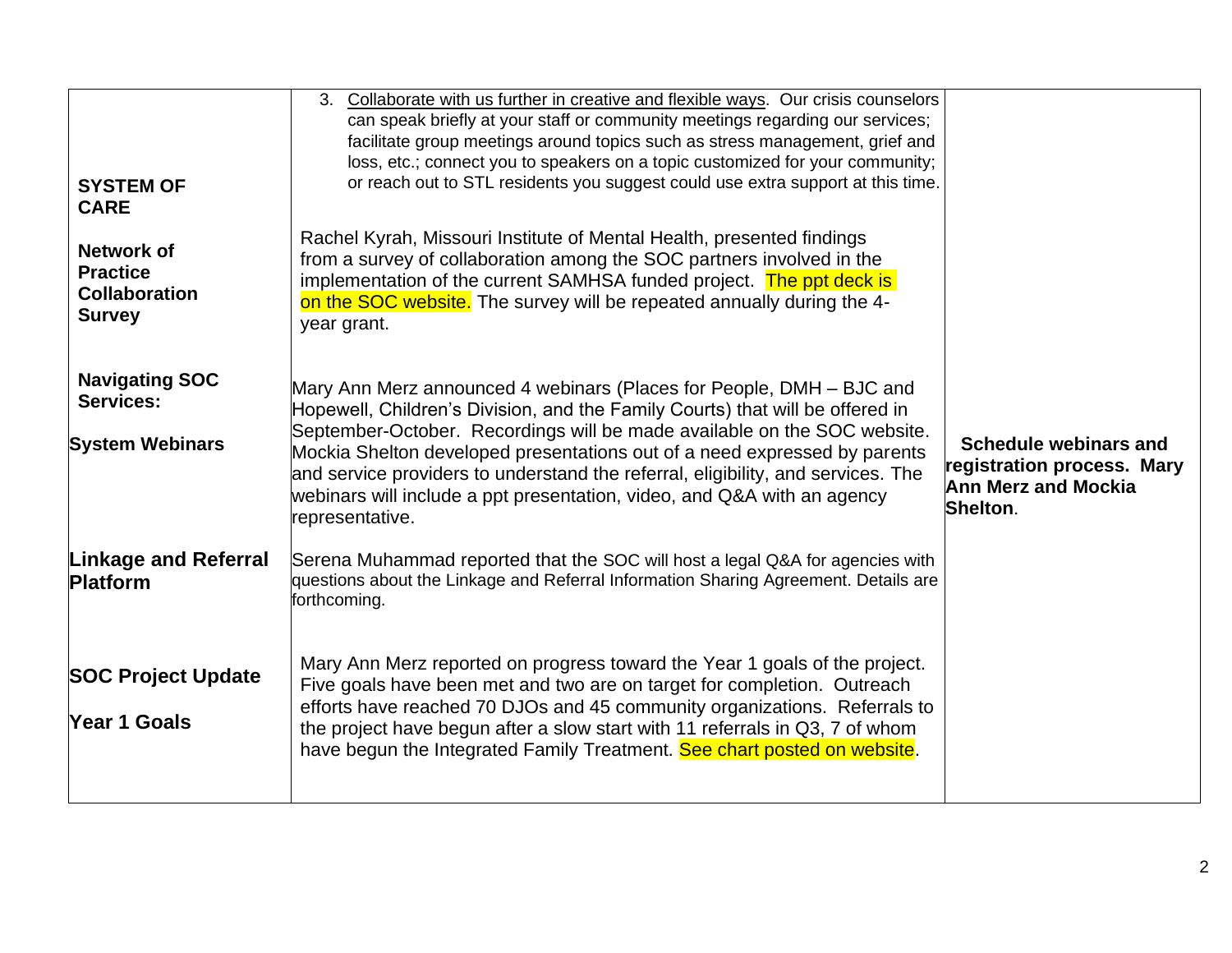| | | |
|---|---|---|
| **SYSTEM OF CARE**<br><br>**Network of Practice Collaboration Survey** | 3. Collaborate with us further in creative and flexible ways. Our crisis counselors can speak briefly at your staff or community meetings regarding our services; facilitate group meetings around topics such as stress management, grief and loss, etc.; connect you to speakers on a topic customized for your community; or reach out to STL residents you suggest could use extra support at this time.<br><br>Rachel Kyrah, Missouri Institute of Mental Health, presented findings from a survey of collaboration among the SOC partners involved in the implementation of the current SAMHSA funded project. The ppt deck is on the SOC website. The survey will be repeated annually during the 4-year grant. | |
| **Navigating SOC Services:**<br><br>**System Webinars** | Mary Ann Merz announced 4 webinars (Places for People, DMH – BJC and Hopewell, Children's Division, and the Family Courts) that will be offered in September-October. Recordings will be made available on the SOC website. Mockia Shelton developed presentations out of a need expressed by parents and service providers to understand the referral, eligibility, and services. The webinars will include a ppt presentation, video, and Q&A with an agency representative. | **Schedule webinars and registration process. Mary Ann Merz and Mockia Shelton**. |
| **Linkage and Referral Platform** | Serena Muhammad reported that the SOC will host a legal Q&A for agencies with questions about the Linkage and Referral Information Sharing Agreement. Details are forthcoming. | |
| **SOC Project Update**<br><br>**Year 1 Goals** | Mary Ann Merz reported on progress toward the Year 1 goals of the project. Five goals have been met and two are on target for completion. Outreach efforts have reached 70 DJOs and 45 community organizations. Referrals to the project have begun after a slow start with 11 referrals in Q3, 7 of whom have begun the Integrated Family Treatment. See chart posted on website. | |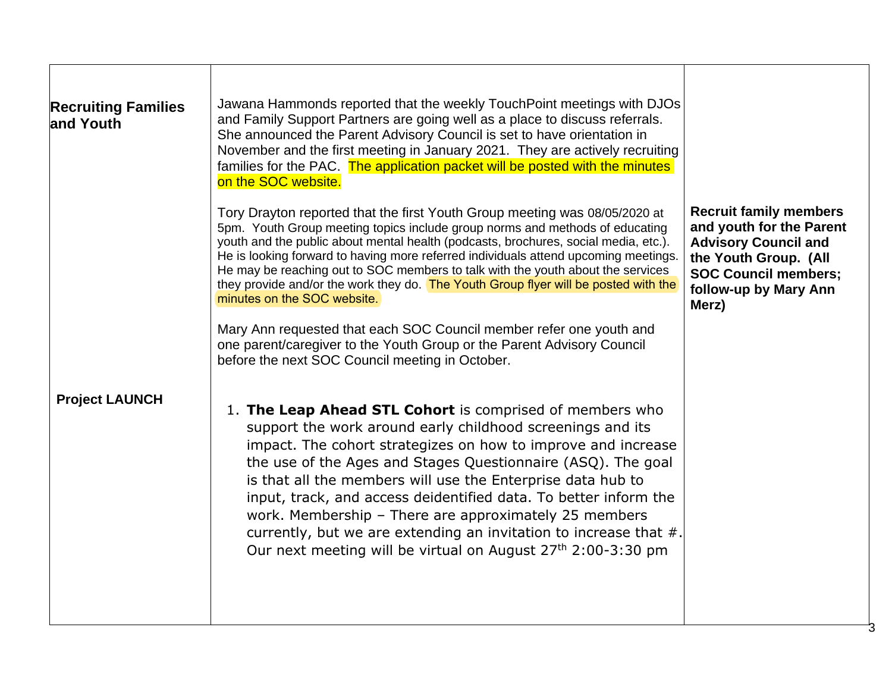| | | |
|---|---|---|
| **Recruiting Families and Youth** | Jawana Hammonds reported that the weekly TouchPoint meetings with DJOs and Family Support Partners are going well as a place to discuss referrals. She announced the Parent Advisory Council is set to have orientation in November and the first meeting in January 2021. They are actively recruiting families for the PAC. The application packet will be posted with the minutes on the SOC website.<br><br>Tory Drayton reported that the first Youth Group meeting was 08/05/2020 at 5pm. Youth Group meeting topics include group norms and methods of educating youth and the public about mental health (podcasts, brochures, social media, etc.). He is looking forward to having more referred individuals attend upcoming meetings. He may be reaching out to SOC members to talk with the youth about the services they provide and/or the work they do. The Youth Group flyer will be posted with the minutes on the SOC website.<br><br>Mary Ann requested that each SOC Council member refer one youth and one parent/caregiver to the Youth Group or the Parent Advisory Council before the next SOC Council meeting in October. | **Recruit family members and youth for the Parent Advisory Council and the Youth Group. (All SOC Council members; follow-up by Mary Ann Merz)** |
| **Project LAUNCH** | 1. **The Leap Ahead STL Cohort** is comprised of members who support the work around early childhood screenings and its impact. The cohort strategizes on how to improve and increase the use of the Ages and Stages Questionnaire (ASQ). The goal is that all the members will use the Enterprise data hub to input, track, and access deidentified data. To better inform the work. Membership – There are approximately 25 members currently, but we are extending an invitation to increase that #. Our next meeting will be virtual on August 27th 2:00-3:30 pm | |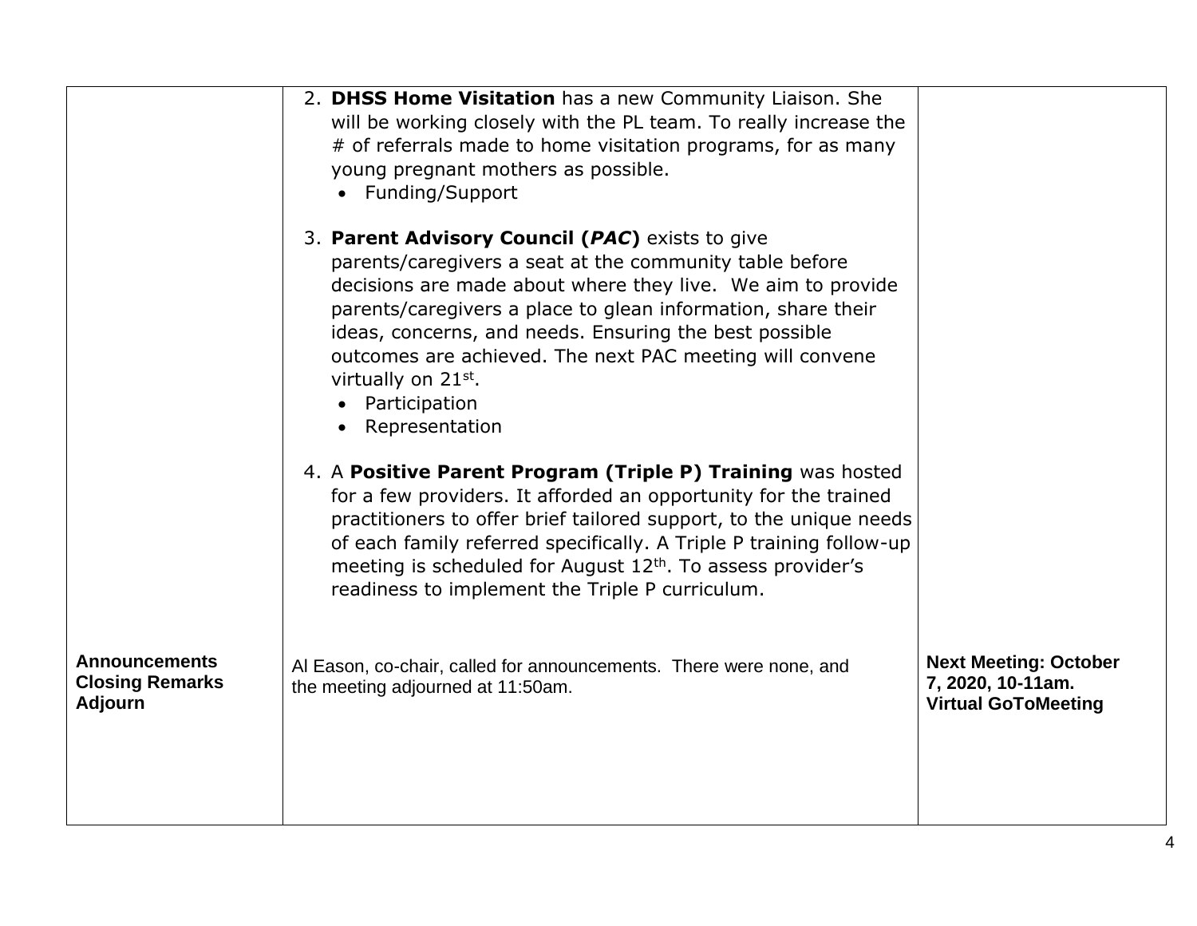| | | |
|---|---|---|
| | 2. **DHSS Home Visitation** has a new Community Liaison. She will be working closely with the PL team. To really increase the # of referrals made to home visitation programs, for as many young pregnant mothers as possible.<br>• Funding/Support<br><br>3. **Parent Advisory Council (*PAC*)** exists to give parents/caregivers a seat at the community table before decisions are made about where they live. We aim to provide parents/caregivers a place to glean information, share their ideas, concerns, and needs. Ensuring the best possible outcomes are achieved. The next PAC meeting will convene virtually on 21st.<br>• Participation<br>• Representation<br><br>4. A **Positive Parent Program (Triple P) Training** was hosted for a few providers. It afforded an opportunity for the trained practitioners to offer brief tailored support, to the unique needs of each family referred specifically. A Triple P training follow-up meeting is scheduled for August 12th. To assess provider's readiness to implement the Triple P curriculum. | |
| **Announcements**<br>**Closing Remarks**<br>**Adjourn** | Al Eason, co-chair, called for announcements. There were none, and the meeting adjourned at 11:50am. | **Next Meeting: October 7, 2020, 10-11am.**<br>**Virtual GoToMeeting** |